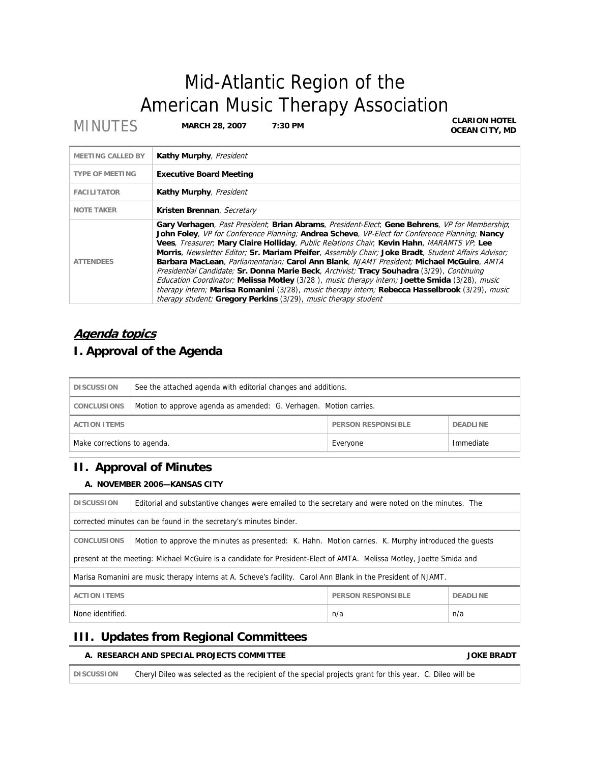# Mid-Atlantic Region of the American Music Therapy Association

MINUTES **MARCH 28, 2007** **7:30 PM** **CLARION HOTEL OCEAN CITY, MD**

| | |
|---|---|
| MEETING CALLED BY | **Kathy Murphy**, *President* |
| TYPE OF MEETING | **Executive Board Meeting** |
| FACILITATOR | **Kathy Murphy**, *President* |
| NOTE TAKER | **Kristen Brennan**, *Secretary* |
| ATTENDEES | **Gary Verhagen**, *Past President*; **Brian Abrams**, *President-Elect*; **Gene Behrens**, *VP for Membership*; **John Foley**, *VP for Conference Planning;* **Andrea Scheve**, *VP-Elect for Conference Planning;* **Nancy Vees**, *Treasurer*; **Mary Claire Holliday**, *Public Relations Chair*; **Kevin Hahn**, *MARAMTS VP*; **Lee Morris**, *Newsletter Editor;* **Sr. Mariam Pfeifer**, *Assembly Chair;* **Joke Bradt**, *Student Affairs Advisor;* **Barbara MacLean**, *Parliamentarian;* **Carol Ann Blank**, *NJAMT President;* **Michael McGuire**, *AMTA Presidential Candidate;* **Sr. Donna Marie Beck**, *Archivist;* **Tracy Souhadra** (3/29), *Continuing Education Coordinator;* **Melissa Motley** (3/28 ), *music therapy intern;* **Joette Smida** (3/28), *music therapy intern;* **Marisa Romanini** (3/28), *music therapy intern;* **Rebecca Hasselbrook** (3/29), *music therapy student;* **Gregory Perkins** (3/29), *music therapy student* |

## ***Agenda topics***

## I. Approval of the Agenda

| | | | |
|---|---|---|---|
| DISCUSSION | See the attached agenda with editorial changes and additions. | | |
| CONCLUSIONS | Motion to approve agenda as amended: G. Verhagen. Motion carries. | | |
| ACTION ITEMS | | PERSON RESPONSIBLE | DEADLINE |
| Make corrections to agenda. | | Everyone | Immediate |

## II. Approval of Minutes

### A. NOVEMBER 2006—KANSAS CITY

| | | | |
|---|---|---|---|
| DISCUSSION | Editorial and substantive changes were emailed to the secretary and were noted on the minutes. The corrected minutes can be found in the secretary's minutes binder. | | |
| CONCLUSIONS | Motion to approve the minutes as presented: K. Hahn. Motion carries. K. Murphy introduced the guests present at the meeting: Michael McGuire is a candidate for President-Elect of AMTA. Melissa Motley, Joette Smida and Marisa Romanini are music therapy interns at A. Scheve's facility. Carol Ann Blank in the President of NJAMT. | | |
| ACTION ITEMS | | PERSON RESPONSIBLE | DEADLINE |
| None identified. | | n/a | n/a |

## III. Updates from Regional Committees

### A. RESEARCH AND SPECIAL PROJECTS COMMITTEE — JOKE BRADT

| | |
|---|---|
| DISCUSSION | Cheryl Dileo was selected as the recipient of the special projects grant for this year. C. Dileo will be |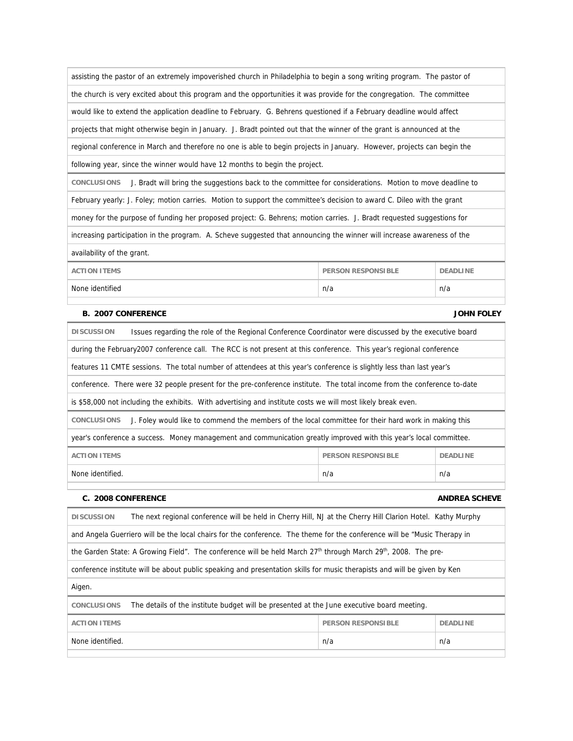assisting the pastor of an extremely impoverished church in Philadelphia to begin a song writing program. The pastor of the church is very excited about this program and the opportunities it was provide for the congregation. The committee would like to extend the application deadline to February. G. Behrens questioned if a February deadline would affect projects that might otherwise begin in January. J. Bradt pointed out that the winner of the grant is announced at the regional conference in March and therefore no one is able to begin projects in January. However, projects can begin the following year, since the winner would have 12 months to begin the project.

**CONCLUSIONS** J. Bradt will bring the suggestions back to the committee for considerations. Motion to move deadline to February yearly: J. Foley; motion carries. Motion to support the committee's decision to award C. Dileo with the grant money for the purpose of funding her proposed project: G. Behrens; motion carries. J. Bradt requested suggestions for increasing participation in the program. A. Scheve suggested that announcing the winner will increase awareness of the availability of the grant.

| ACTION ITEMS | PERSON RESPONSIBLE | DEADLINE |
|---|---|---|
| None identified | n/a | n/a |

### B. 2007 CONFERENCE — JOHN FOLEY

**DISCUSSION** Issues regarding the role of the Regional Conference Coordinator were discussed by the executive board during the February2007 conference call. The RCC is not present at this conference. This year's regional conference features 11 CMTE sessions. The total number of attendees at this year's conference is slightly less than last year's conference. There were 32 people present for the pre-conference institute. The total income from the conference to-date is $58,000 not including the exhibits. With advertising and institute costs we will most likely break even.

**CONCLUSIONS** J. Foley would like to commend the members of the local committee for their hard work in making this year's conference a success. Money management and communication greatly improved with this year's local committee.

| ACTION ITEMS | PERSON RESPONSIBLE | DEADLINE |
|---|---|---|
| None identified. | n/a | n/a |

### C. 2008 CONFERENCE — ANDREA SCHEVE

**DISCUSSION** The next regional conference will be held in Cherry Hill, NJ at the Cherry Hill Clarion Hotel. Kathy Murphy and Angela Guerriero will be the local chairs for the conference. The theme for the conference will be "Music Therapy in the Garden State: A Growing Field". The conference will be held March 27th through March 29th, 2008. The pre-conference institute will be about public speaking and presentation skills for music therapists and will be given by Ken Aigen.

**CONCLUSIONS** The details of the institute budget will be presented at the June executive board meeting.

| ACTION ITEMS | PERSON RESPONSIBLE | DEADLINE |
|---|---|---|
| None identified. | n/a | n/a |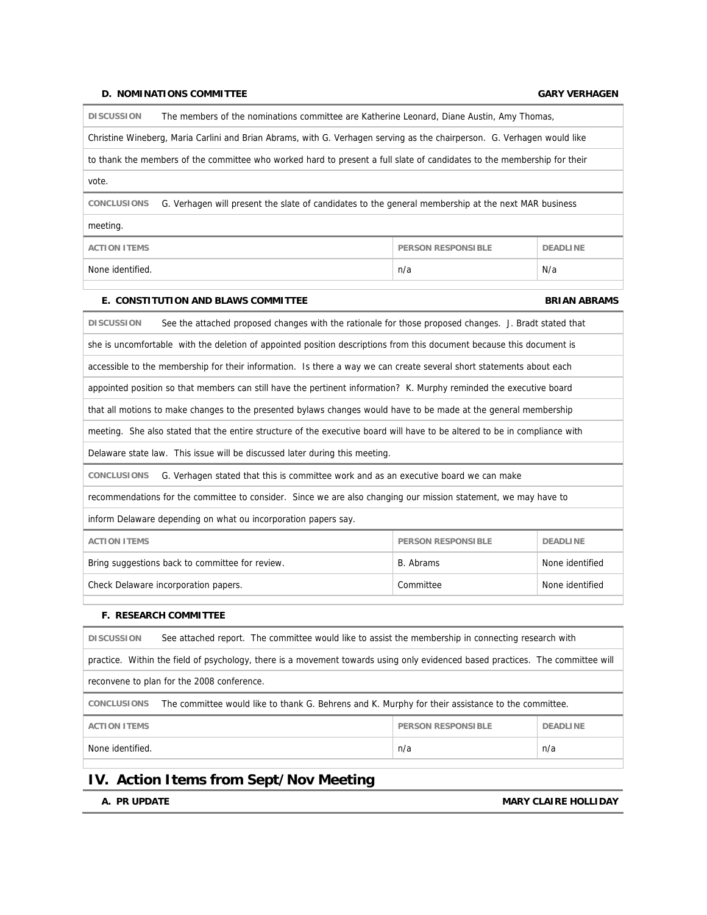#### D. NOMINATIONS COMMITTEE — GARY VERHAGEN

**DISCUSSION** The members of the nominations committee are Katherine Leonard, Diane Austin, Amy Thomas, Christine Wineberg, Maria Carlini and Brian Abrams, with G. Verhagen serving as the chairperson. G. Verhagen would like to thank the members of the committee who worked hard to present a full slate of candidates to the membership for their vote.

**CONCLUSIONS** G. Verhagen will present the slate of candidates to the general membership at the next MAR business meeting.

| ACTION ITEMS | PERSON RESPONSIBLE | DEADLINE |
|---|---|---|
| None identified. | n/a | N/a |

#### E. CONSTITUTION AND BLAWS COMMITTEE — BRIAN ABRAMS

**DISCUSSION** See the attached proposed changes with the rationale for those proposed changes. J. Bradt stated that she is uncomfortable with the deletion of appointed position descriptions from this document because this document is accessible to the membership for their information. Is there a way we can create several short statements about each appointed position so that members can still have the pertinent information? K. Murphy reminded the executive board that all motions to make changes to the presented bylaws changes would have to be made at the general membership meeting. She also stated that the entire structure of the executive board will have to be altered to be in compliance with Delaware state law. This issue will be discussed later during this meeting.

**CONCLUSIONS** G. Verhagen stated that this is committee work and as an executive board we can make recommendations for the committee to consider. Since we are also changing our mission statement, we may have to inform Delaware depending on what ou incorporation papers say.

| ACTION ITEMS | PERSON RESPONSIBLE | DEADLINE |
|---|---|---|
| Bring suggestions back to committee for review. | B. Abrams | None identified |
| Check Delaware incorporation papers. | Committee | None identified |

#### F. RESEARCH COMMITTEE

**DISCUSSION** See attached report. The committee would like to assist the membership in connecting research with practice. Within the field of psychology, there is a movement towards using only evidenced based practices. The committee will reconvene to plan for the 2008 conference.

**CONCLUSIONS** The committee would like to thank G. Behrens and K. Murphy for their assistance to the committee.

| ACTION ITEMS | PERSON RESPONSIBLE | DEADLINE |
|---|---|---|
| None identified. | n/a | n/a |

## IV. Action Items from Sept/Nov Meeting

#### A. PR UPDATE — MARY CLAIRE HOLLIDAY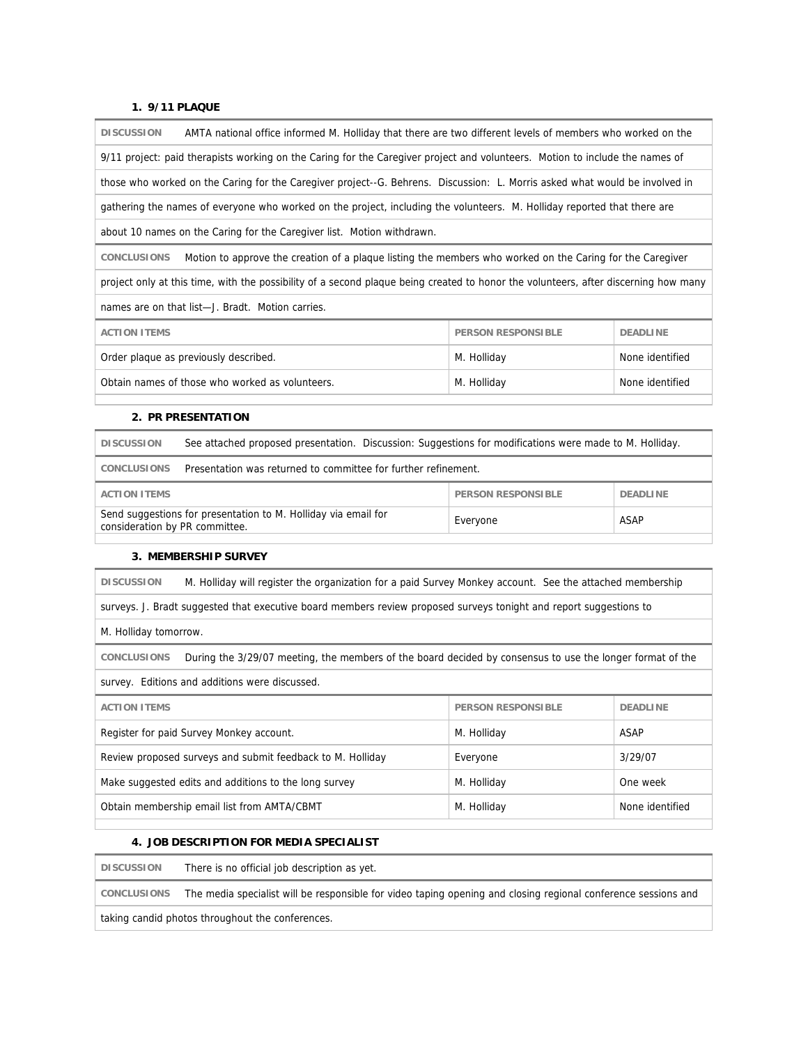### 1. 9/11 PLAQUE

**DISCUSSION** AMTA national office informed M. Holliday that there are two different levels of members who worked on the 9/11 project: paid therapists working on the Caring for the Caregiver project and volunteers. Motion to include the names of those who worked on the Caring for the Caregiver project--G. Behrens. Discussion: L. Morris asked what would be involved in gathering the names of everyone who worked on the project, including the volunteers. M. Holliday reported that there are about 10 names on the Caring for the Caregiver list. Motion withdrawn.

**CONCLUSIONS** Motion to approve the creation of a plaque listing the members who worked on the Caring for the Caregiver project only at this time, with the possibility of a second plaque being created to honor the volunteers, after discerning how many names are on that list—J. Bradt. Motion carries.

| ACTION ITEMS | PERSON RESPONSIBLE | DEADLINE |
|---|---|---|
| Order plaque as previously described. | M. Holliday | None identified |
| Obtain names of those who worked as volunteers. | M. Holliday | None identified |

### 2. PR PRESENTATION

**DISCUSSION** See attached proposed presentation. Discussion: Suggestions for modifications were made to M. Holliday.

**CONCLUSIONS** Presentation was returned to committee for further refinement.

| ACTION ITEMS | PERSON RESPONSIBLE | DEADLINE |
|---|---|---|
| Send suggestions for presentation to M. Holliday via email for consideration by PR committee. | Everyone | ASAP |

### 3. MEMBERSHIP SURVEY

**DISCUSSION** M. Holliday will register the organization for a paid Survey Monkey account. See the attached membership surveys. J. Bradt suggested that executive board members review proposed surveys tonight and report suggestions to M. Holliday tomorrow.

**CONCLUSIONS** During the 3/29/07 meeting, the members of the board decided by consensus to use the longer format of the survey. Editions and additions were discussed.

| ACTION ITEMS | PERSON RESPONSIBLE | DEADLINE |
|---|---|---|
| Register for paid Survey Monkey account. | M. Holliday | ASAP |
| Review proposed surveys and submit feedback to M. Holliday | Everyone | 3/29/07 |
| Make suggested edits and additions to the long survey | M. Holliday | One week |
| Obtain membership email list from AMTA/CBMT | M. Holliday | None identified |

### 4. JOB DESCRIPTION FOR MEDIA SPECIALIST

**DISCUSSION** There is no official job description as yet.

**CONCLUSIONS** The media specialist will be responsible for video taping opening and closing regional conference sessions and taking candid photos throughout the conferences.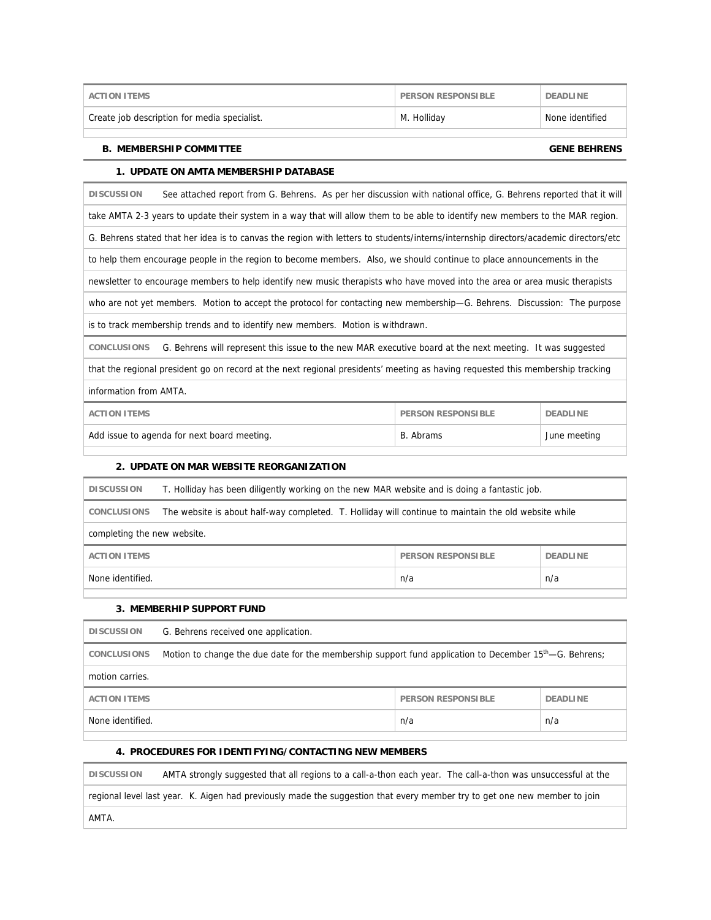| ACTION ITEMS | PERSON RESPONSIBLE | DEADLINE |
|---|---|---|
| Create job description for media specialist. | M. Holliday | None identified |

### B. MEMBERSHIP COMMITTEE — GENE BEHRENS

#### 1. UPDATE ON AMTA MEMBERSHIP DATABASE

**DISCUSSION** See attached report from G. Behrens. As per her discussion with national office, G. Behrens reported that it will take AMTA 2-3 years to update their system in a way that will allow them to be able to identify new members to the MAR region. G. Behrens stated that her idea is to canvas the region with letters to students/interns/internship directors/academic directors/etc to help them encourage people in the region to become members. Also, we should continue to place announcements in the newsletter to encourage members to help identify new music therapists who have moved into the area or area music therapists who are not yet members. Motion to accept the protocol for contacting new membership—G. Behrens. Discussion: The purpose is to track membership trends and to identify new members. Motion is withdrawn.

**CONCLUSIONS** G. Behrens will represent this issue to the new MAR executive board at the next meeting. It was suggested that the regional president go on record at the next regional presidents' meeting as having requested this membership tracking information from AMTA.

| ACTION ITEMS | PERSON RESPONSIBLE | DEADLINE |
|---|---|---|
| Add issue to agenda for next board meeting. | B. Abrams | June meeting |

#### 2. UPDATE ON MAR WEBSITE REORGANIZATION

**DISCUSSION** T. Holliday has been diligently working on the new MAR website and is doing a fantastic job.

**CONCLUSIONS** The website is about half-way completed. T. Holliday will continue to maintain the old website while completing the new website.

| ACTION ITEMS | PERSON RESPONSIBLE | DEADLINE |
|---|---|---|
| None identified. | n/a | n/a |

#### 3. MEMBERHIP SUPPORT FUND

**DISCUSSION** G. Behrens received one application.

**CONCLUSIONS** Motion to change the due date for the membership support fund application to December 15th—G. Behrens; motion carries.

| ACTION ITEMS | PERSON RESPONSIBLE | DEADLINE |
|---|---|---|
| None identified. | n/a | n/a |

#### 4. PROCEDURES FOR IDENTIFYING/CONTACTING NEW MEMBERS

**DISCUSSION** AMTA strongly suggested that all regions to a call-a-thon each year. The call-a-thon was unsuccessful at the regional level last year. K. Aigen had previously made the suggestion that every member try to get one new member to join AMTA.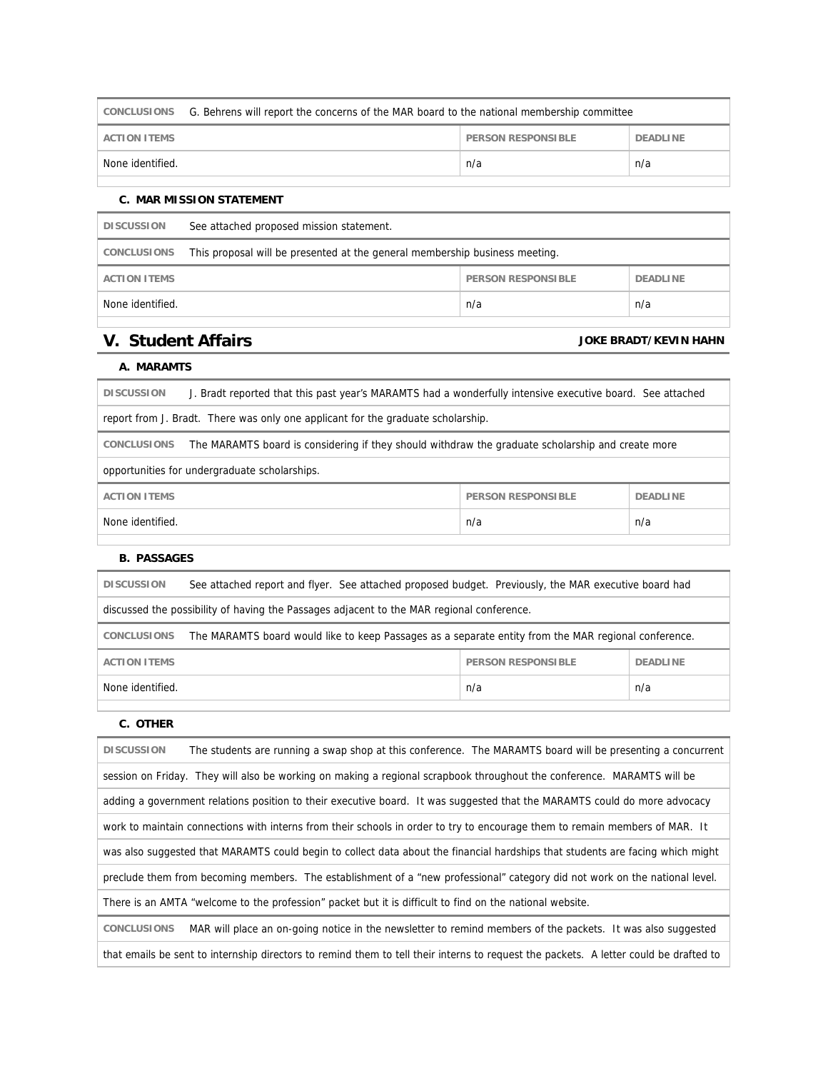| CONCLUSIONS | G. Behrens will report the concerns of the MAR board to the national membership committee | |
|---|---|---|
| **ACTION ITEMS** | **PERSON RESPONSIBLE** | **DEADLINE** |
| None identified. | n/a | n/a |

#### C. MAR MISSION STATEMENT

| DISCUSSION | See attached proposed mission statement. | |
|---|---|---|
| **CONCLUSIONS** | This proposal will be presented at the general membership business meeting. | |
| **ACTION ITEMS** | **PERSON RESPONSIBLE** | **DEADLINE** |
| None identified. | n/a | n/a |

## V. Student Affairs

**JOKE BRADT/KEVIN HAHN**

#### A. MARAMTS

| DISCUSSION | J. Bradt reported that this past year's MARAMTS had a wonderfully intensive executive board. See attached report from J. Bradt. There was only one applicant for the graduate scholarship. | |
|---|---|---|
| **CONCLUSIONS** | The MARAMTS board is considering if they should withdraw the graduate scholarship and create more opportunities for undergraduate scholarships. | |
| **ACTION ITEMS** | **PERSON RESPONSIBLE** | **DEADLINE** |
| None identified. | n/a | n/a |

#### B. PASSAGES

| DISCUSSION | See attached report and flyer. See attached proposed budget. Previously, the MAR executive board had discussed the possibility of having the Passages adjacent to the MAR regional conference. | |
|---|---|---|
| **CONCLUSIONS** | The MARAMTS board would like to keep Passages as a separate entity from the MAR regional conference. | |
| **ACTION ITEMS** | **PERSON RESPONSIBLE** | **DEADLINE** |
| None identified. | n/a | n/a |

#### C. OTHER

| DISCUSSION | The students are running a swap shop at this conference. The MARAMTS board will be presenting a concurrent session on Friday. They will also be working on making a regional scrapbook throughout the conference. MARAMTS will be adding a government relations position to their executive board. It was suggested that the MARAMTS could do more advocacy work to maintain connections with interns from their schools in order to try to encourage them to remain members of MAR. It was also suggested that MARAMTS could begin to collect data about the financial hardships that students are facing which might preclude them from becoming members. The establishment of a "new professional" category did not work on the national level. There is an AMTA "welcome to the profession" packet but it is difficult to find on the national website. |
|---|---|
| **CONCLUSIONS** | MAR will place an on-going notice in the newsletter to remind members of the packets. It was also suggested that emails be sent to internship directors to remind them to tell their interns to request the packets. A letter could be drafted to |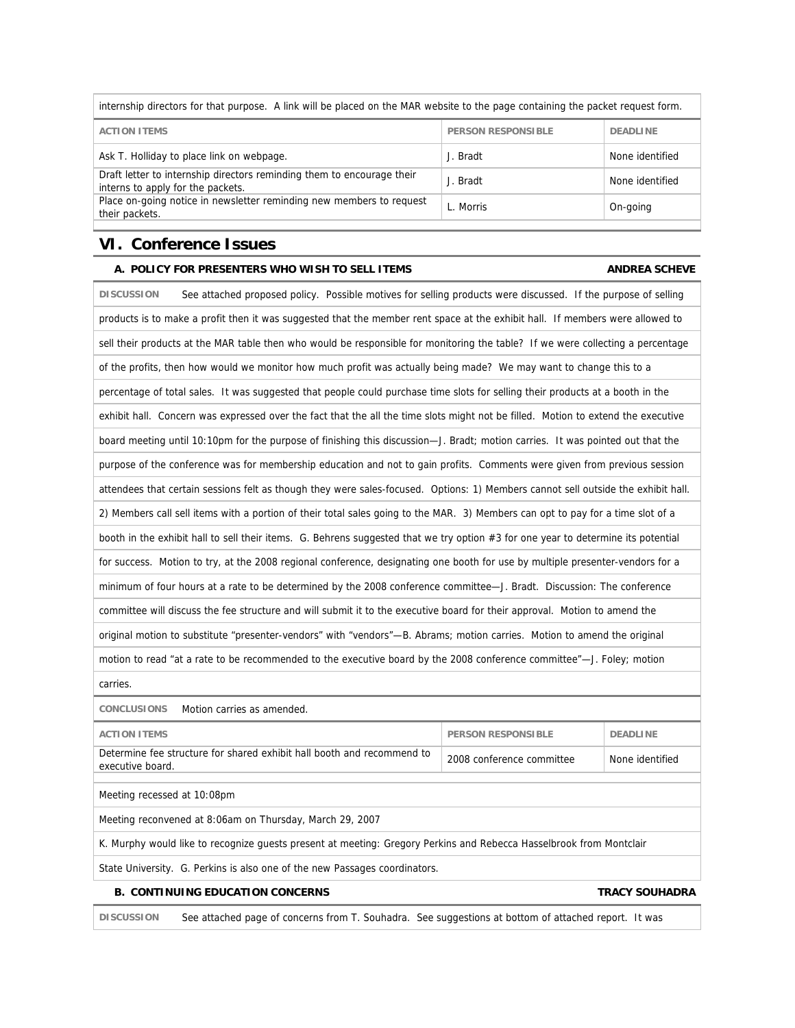internship directors for that purpose. A link will be placed on the MAR website to the page containing the packet request form.

| ACTION ITEMS | PERSON RESPONSIBLE | DEADLINE |
|---|---|---|
| Ask T. Holliday to place link on webpage. | J. Bradt | None identified |
| Draft letter to internship directors reminding them to encourage their interns to apply for the packets. | J. Bradt | None identified |
| Place on-going notice in newsletter reminding new members to request their packets. | L. Morris | On-going |

## VI. Conference Issues

### A. POLICY FOR PRESENTERS WHO WISH TO SELL ITEMS — ANDREA SCHEVE

**DISCUSSION** See attached proposed policy. Possible motives for selling products were discussed. If the purpose of selling products is to make a profit then it was suggested that the member rent space at the exhibit hall. If members were allowed to sell their products at the MAR table then who would be responsible for monitoring the table? If we were collecting a percentage of the profits, then how would we monitor how much profit was actually being made? We may want to change this to a percentage of total sales. It was suggested that people could purchase time slots for selling their products at a booth in the exhibit hall. Concern was expressed over the fact that the all the time slots might not be filled. Motion to extend the executive board meeting until 10:10pm for the purpose of finishing this discussion—J. Bradt; motion carries. It was pointed out that the purpose of the conference was for membership education and not to gain profits. Comments were given from previous session attendees that certain sessions felt as though they were sales-focused. Options: 1) Members cannot sell outside the exhibit hall. 2) Members call sell items with a portion of their total sales going to the MAR. 3) Members can opt to pay for a time slot of a booth in the exhibit hall to sell their items. G. Behrens suggested that we try option #3 for one year to determine its potential for success. Motion to try, at the 2008 regional conference, designating one booth for use by multiple presenter-vendors for a minimum of four hours at a rate to be determined by the 2008 conference committee—J. Bradt. Discussion: The conference committee will discuss the fee structure and will submit it to the executive board for their approval. Motion to amend the original motion to substitute "presenter-vendors" with "vendors"—B. Abrams; motion carries. Motion to amend the original motion to read "at a rate to be recommended to the executive board by the 2008 conference committee"—J. Foley; motion carries.

**CONCLUSIONS** Motion carries as amended.

| ACTION ITEMS | PERSON RESPONSIBLE | DEADLINE |
|---|---|---|
| Determine fee structure for shared exhibit hall booth and recommend to executive board. | 2008 conference committee | None identified |

Meeting recessed at 10:08pm

Meeting reconvened at 8:06am on Thursday, March 29, 2007

K. Murphy would like to recognize guests present at meeting: Gregory Perkins and Rebecca Hasselbrook from Montclair State University. G. Perkins is also one of the new Passages coordinators.

### B. CONTINUING EDUCATION CONCERNS — TRACY SOUHADRA

**DISCUSSION** See attached page of concerns from T. Souhadra. See suggestions at bottom of attached report. It was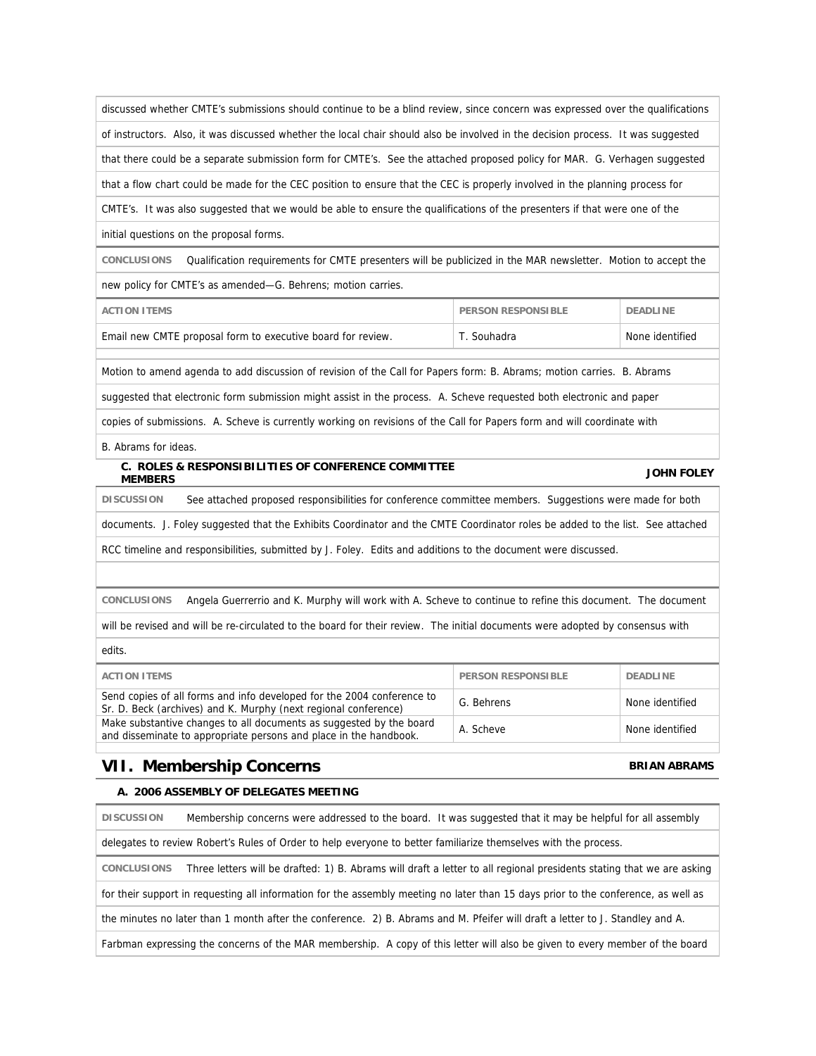discussed whether CMTE's submissions should continue to be a blind review, since concern was expressed over the qualifications of instructors. Also, it was discussed whether the local chair should also be involved in the decision process. It was suggested that there could be a separate submission form for CMTE's. See the attached proposed policy for MAR. G. Verhagen suggested that a flow chart could be made for the CEC position to ensure that the CEC is properly involved in the planning process for CMTE's. It was also suggested that we would be able to ensure the qualifications of the presenters if that were one of the initial questions on the proposal forms.

**CONCLUSIONS** Qualification requirements for CMTE presenters will be publicized in the MAR newsletter. Motion to accept the new policy for CMTE's as amended—G. Behrens; motion carries.

| ACTION ITEMS | PERSON RESPONSIBLE | DEADLINE |
|---|---|---|
| Email new CMTE proposal form to executive board for review. | T. Souhadra | None identified |

Motion to amend agenda to add discussion of revision of the Call for Papers form: B. Abrams; motion carries. B. Abrams suggested that electronic form submission might assist in the process. A. Scheve requested both electronic and paper copies of submissions. A. Scheve is currently working on revisions of the Call for Papers form and will coordinate with B. Abrams for ideas.

### C. ROLES & RESPONSIBILITIES OF CONFERENCE COMMITTEE MEMBERS — JOHN FOLEY

**DISCUSSION** See attached proposed responsibilities for conference committee members. Suggestions were made for both documents. J. Foley suggested that the Exhibits Coordinator and the CMTE Coordinator roles be added to the list. See attached RCC timeline and responsibilities, submitted by J. Foley. Edits and additions to the document were discussed.

**CONCLUSIONS** Angela Guerrerrio and K. Murphy will work with A. Scheve to continue to refine this document. The document will be revised and will be re-circulated to the board for their review. The initial documents were adopted by consensus with edits.

| ACTION ITEMS | PERSON RESPONSIBLE | DEADLINE |
|---|---|---|
| Send copies of all forms and info developed for the 2004 conference to Sr. D. Beck (archives) and K. Murphy (next regional conference) | G. Behrens | None identified |
| Make substantive changes to all documents as suggested by the board and disseminate to appropriate persons and place in the handbook. | A. Scheve | None identified |

## VII. Membership Concerns — BRIAN ABRAMS

### A. 2006 ASSEMBLY OF DELEGATES MEETING

**DISCUSSION** Membership concerns were addressed to the board. It was suggested that it may be helpful for all assembly delegates to review Robert's Rules of Order to help everyone to better familiarize themselves with the process.

**CONCLUSIONS** Three letters will be drafted: 1) B. Abrams will draft a letter to all regional presidents stating that we are asking for their support in requesting all information for the assembly meeting no later than 15 days prior to the conference, as well as the minutes no later than 1 month after the conference. 2) B. Abrams and M. Pfeifer will draft a letter to J. Standley and A. Farbman expressing the concerns of the MAR membership. A copy of this letter will also be given to every member of the board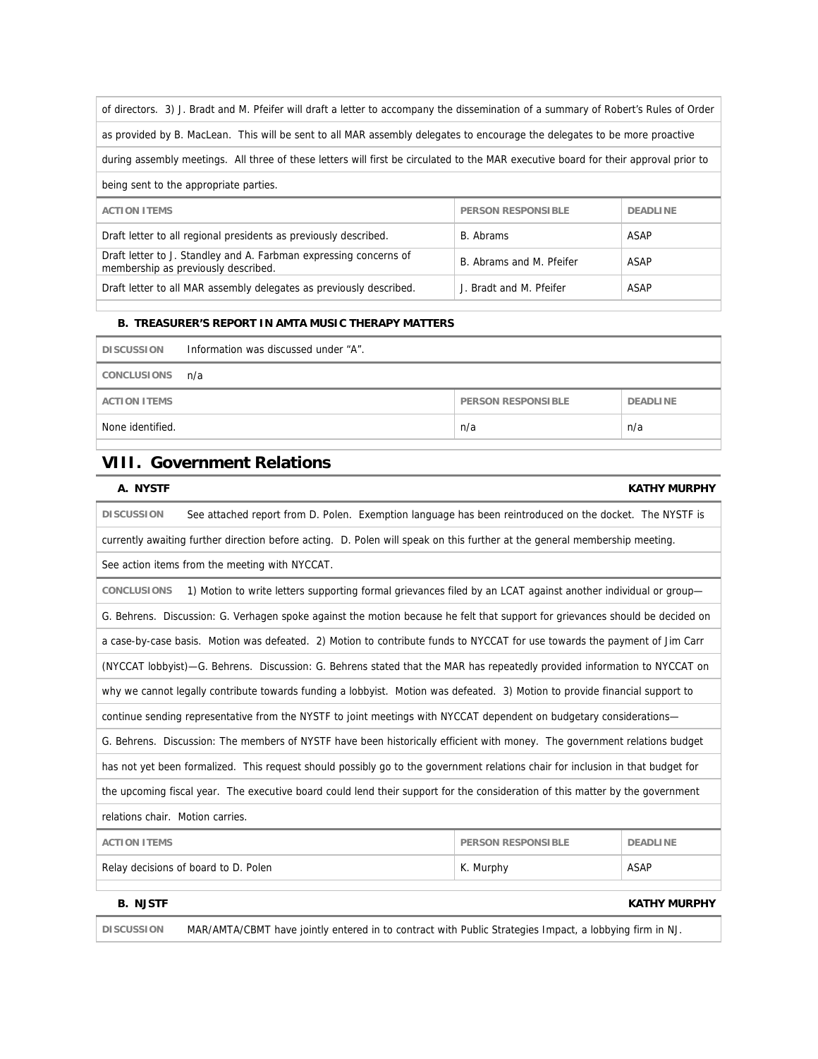of directors. 3) J. Bradt and M. Pfeifer will draft a letter to accompany the dissemination of a summary of Robert's Rules of Order as provided by B. MacLean. This will be sent to all MAR assembly delegates to encourage the delegates to be more proactive during assembly meetings. All three of these letters will first be circulated to the MAR executive board for their approval prior to being sent to the appropriate parties.

| ACTION ITEMS | PERSON RESPONSIBLE | DEADLINE |
|---|---|---|
| Draft letter to all regional presidents as previously described. | B. Abrams | ASAP |
| Draft letter to J. Standley and A. Farbman expressing concerns of membership as previously described. | B. Abrams and M. Pfeifer | ASAP |
| Draft letter to all MAR assembly delegates as previously described. | J. Bradt and M. Pfeifer | ASAP |

### B. TREASURER'S REPORT IN AMTA MUSIC THERAPY MATTERS

**DISCUSSION** Information was discussed under "A".

**CONCLUSIONS** n/a

| ACTION ITEMS | PERSON RESPONSIBLE | DEADLINE |
|---|---|---|
| None identified. | n/a | n/a |

## VIII. Government Relations

### A. NYSTF — KATHY MURPHY

**DISCUSSION** See attached report from D. Polen. Exemption language has been reintroduced on the docket. The NYSTF is currently awaiting further direction before acting. D. Polen will speak on this further at the general membership meeting. See action items from the meeting with NYCCAT.

**CONCLUSIONS** 1) Motion to write letters supporting formal grievances filed by an LCAT against another individual or group—G. Behrens. Discussion: G. Verhagen spoke against the motion because he felt that support for grievances should be decided on a case-by-case basis. Motion was defeated. 2) Motion to contribute funds to NYCCAT for use towards the payment of Jim Carr (NYCCAT lobbyist)—G. Behrens. Discussion: G. Behrens stated that the MAR has repeatedly provided information to NYCCAT on why we cannot legally contribute towards funding a lobbyist. Motion was defeated. 3) Motion to provide financial support to continue sending representative from the NYSTF to joint meetings with NYCCAT dependent on budgetary considerations—G. Behrens. Discussion: The members of NYSTF have been historically efficient with money. The government relations budget has not yet been formalized. This request should possibly go to the government relations chair for inclusion in that budget for the upcoming fiscal year. The executive board could lend their support for the consideration of this matter by the government relations chair. Motion carries.

| ACTION ITEMS | PERSON RESPONSIBLE | DEADLINE |
|---|---|---|
| Relay decisions of board to D. Polen | K. Murphy | ASAP |

### B. NJSTF — KATHY MURPHY

**DISCUSSION** MAR/AMTA/CBMT have jointly entered in to contract with Public Strategies Impact, a lobbying firm in NJ.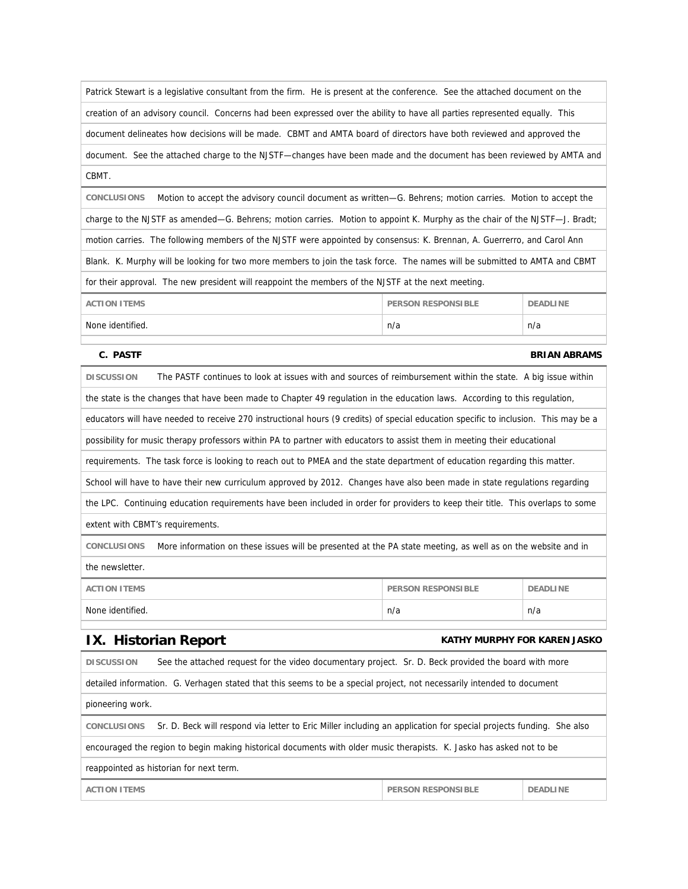Patrick Stewart is a legislative consultant from the firm. He is present at the conference. See the attached document on the creation of an advisory council. Concerns had been expressed over the ability to have all parties represented equally. This document delineates how decisions will be made. CBMT and AMTA board of directors have both reviewed and approved the document. See the attached charge to the NJSTF—changes have been made and the document has been reviewed by AMTA and CBMT.

**CONCLUSIONS** Motion to accept the advisory council document as written—G. Behrens; motion carries. Motion to accept the charge to the NJSTF as amended—G. Behrens; motion carries. Motion to appoint K. Murphy as the chair of the NJSTF—J. Bradt; motion carries. The following members of the NJSTF were appointed by consensus: K. Brennan, A. Guerrerro, and Carol Ann Blank. K. Murphy will be looking for two more members to join the task force. The names will be submitted to AMTA and CBMT for their approval. The new president will reappoint the members of the NJSTF at the next meeting.

| ACTION ITEMS | PERSON RESPONSIBLE | DEADLINE |
|---|---|---|
| None identified. | n/a | n/a |

### C. PASTF — BRIAN ABRAMS

**DISCUSSION** The PASTF continues to look at issues with and sources of reimbursement within the state. A big issue within the state is the changes that have been made to Chapter 49 regulation in the education laws. According to this regulation, educators will have needed to receive 270 instructional hours (9 credits) of special education specific to inclusion. This may be a possibility for music therapy professors within PA to partner with educators to assist them in meeting their educational requirements. The task force is looking to reach out to PMEA and the state department of education regarding this matter. School will have to have their new curriculum approved by 2012. Changes have also been made in state regulations regarding the LPC. Continuing education requirements have been included in order for providers to keep their title. This overlaps to some extent with CBMT's requirements.

**CONCLUSIONS** More information on these issues will be presented at the PA state meeting, as well as on the website and in the newsletter.

| ACTION ITEMS | PERSON RESPONSIBLE | DEADLINE |
|---|---|---|
| None identified. | n/a | n/a |

## IX. Historian Report — KATHY MURPHY FOR KAREN JASKO

**DISCUSSION** See the attached request for the video documentary project. Sr. D. Beck provided the board with more detailed information. G. Verhagen stated that this seems to be a special project, not necessarily intended to document pioneering work.

**CONCLUSIONS** Sr. D. Beck will respond via letter to Eric Miller including an application for special projects funding. She also encouraged the region to begin making historical documents with older music therapists. K. Jasko has asked not to be reappointed as historian for next term.

| ACTION ITEMS | PERSON RESPONSIBLE | DEADLINE |
|---|---|---|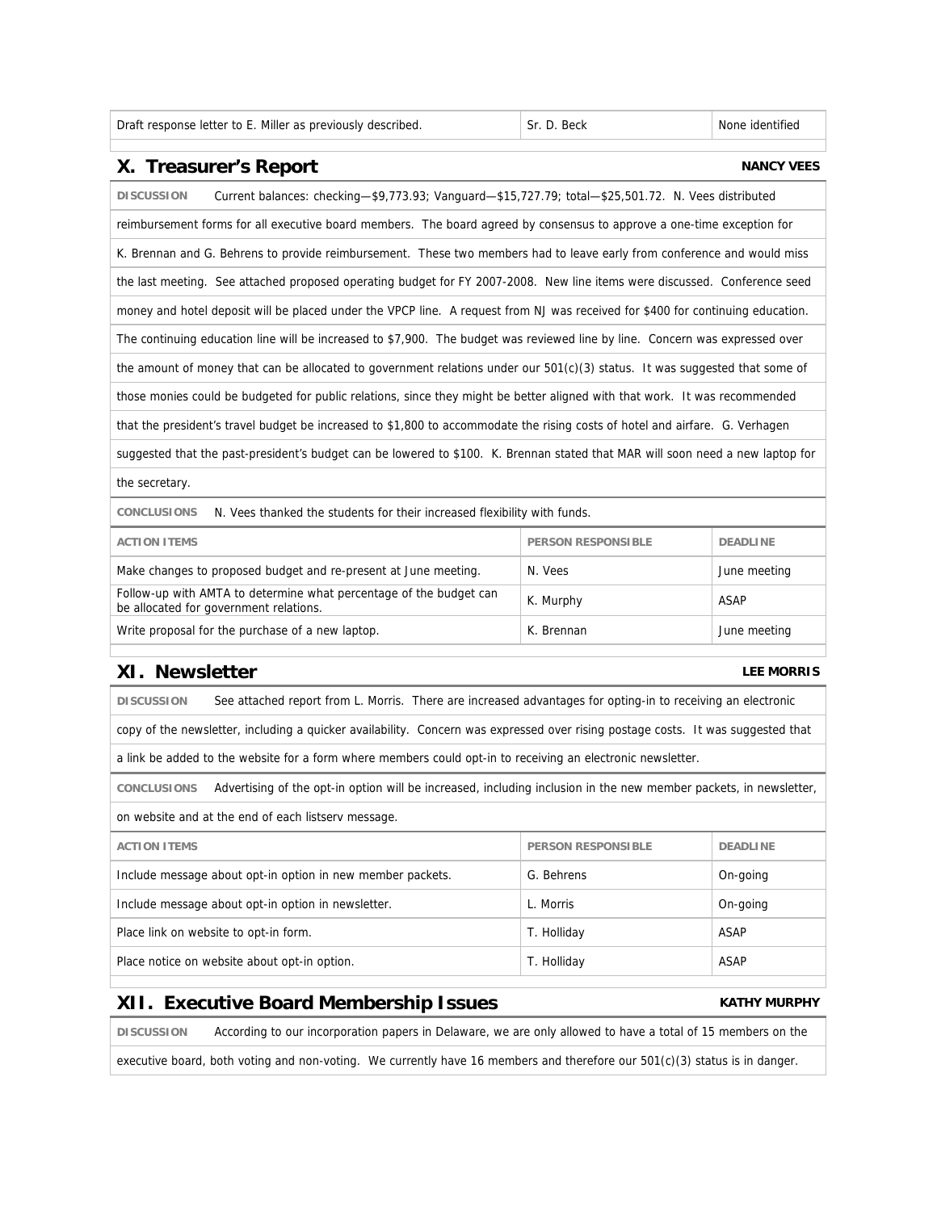| Draft response letter to E. Miller as previously described. | Sr. D. Beck | None identified |
|---|---|---|

## X. Treasurer's Report

**NANCY VEES**

**DISCUSSION** Current balances: checking—$9,773.93; Vanguard—$15,727.79; total—$25,501.72. N. Vees distributed reimbursement forms for all executive board members. The board agreed by consensus to approve a one-time exception for K. Brennan and G. Behrens to provide reimbursement. These two members had to leave early from conference and would miss the last meeting. See attached proposed operating budget for FY 2007-2008. New line items were discussed. Conference seed money and hotel deposit will be placed under the VPCP line. A request from NJ was received for $400 for continuing education. The continuing education line will be increased to $7,900. The budget was reviewed line by line. Concern was expressed over the amount of money that can be allocated to government relations under our 501(c)(3) status. It was suggested that some of those monies could be budgeted for public relations, since they might be better aligned with that work. It was recommended that the president's travel budget be increased to $1,800 to accommodate the rising costs of hotel and airfare. G. Verhagen suggested that the past-president's budget can be lowered to $100. K. Brennan stated that MAR will soon need a new laptop for the secretary.

**CONCLUSIONS** N. Vees thanked the students for their increased flexibility with funds.

| ACTION ITEMS | PERSON RESPONSIBLE | DEADLINE |
|---|---|---|
| Make changes to proposed budget and re-present at June meeting. | N. Vees | June meeting |
| Follow-up with AMTA to determine what percentage of the budget can be allocated for government relations. | K. Murphy | ASAP |
| Write proposal for the purchase of a new laptop. | K. Brennan | June meeting |

## XI. Newsletter

**LEE MORRIS**

**DISCUSSION** See attached report from L. Morris. There are increased advantages for opting-in to receiving an electronic copy of the newsletter, including a quicker availability. Concern was expressed over rising postage costs. It was suggested that a link be added to the website for a form where members could opt-in to receiving an electronic newsletter.

**CONCLUSIONS** Advertising of the opt-in option will be increased, including inclusion in the new member packets, in newsletter, on website and at the end of each listserv message.

| ACTION ITEMS | PERSON RESPONSIBLE | DEADLINE |
|---|---|---|
| Include message about opt-in option in new member packets. | G. Behrens | On-going |
| Include message about opt-in option in newsletter. | L. Morris | On-going |
| Place link on website to opt-in form. | T. Holliday | ASAP |
| Place notice on website about opt-in option. | T. Holliday | ASAP |

## XII. Executive Board Membership Issues

**KATHY MURPHY**

**DISCUSSION** According to our incorporation papers in Delaware, we are only allowed to have a total of 15 members on the executive board, both voting and non-voting. We currently have 16 members and therefore our 501(c)(3) status is in danger.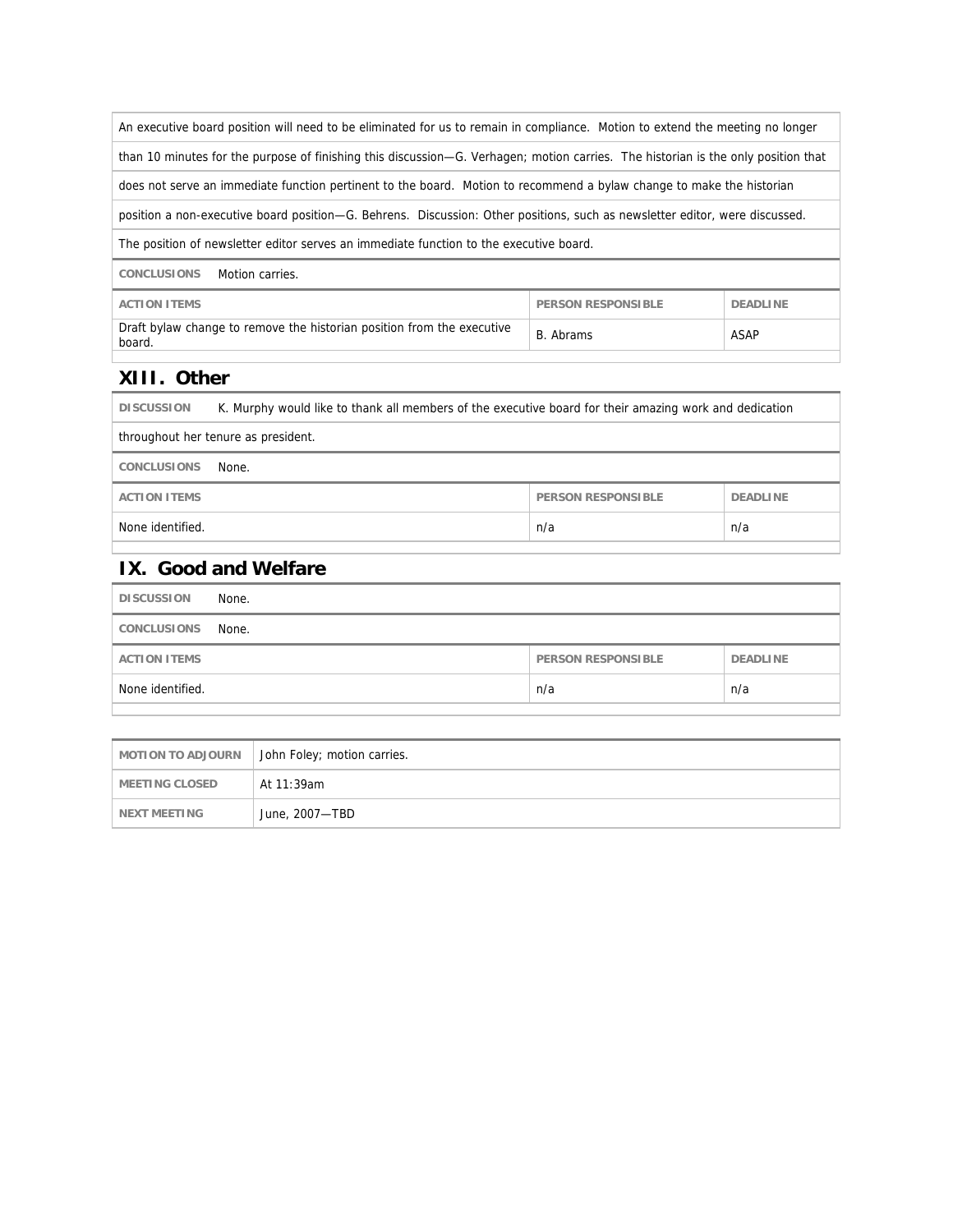An executive board position will need to be eliminated for us to remain in compliance. Motion to extend the meeting no longer than 10 minutes for the purpose of finishing this discussion—G. Verhagen; motion carries. The historian is the only position that does not serve an immediate function pertinent to the board. Motion to recommend a bylaw change to make the historian position a non-executive board position—G. Behrens. Discussion: Other positions, such as newsletter editor, were discussed. The position of newsletter editor serves an immediate function to the executive board.

**CONCLUSIONS** Motion carries.

| ACTION ITEMS | PERSON RESPONSIBLE | DEADLINE |
|---|---|---|
| Draft bylaw change to remove the historian position from the executive board. | B. Abrams | ASAP |

## XIII. Other

**DISCUSSION** K. Murphy would like to thank all members of the executive board for their amazing work and dedication throughout her tenure as president.

**CONCLUSIONS** None.

| ACTION ITEMS | PERSON RESPONSIBLE | DEADLINE |
|---|---|---|
| None identified. | n/a | n/a |

## IX. Good and Welfare

**DISCUSSION** None.

**CONCLUSIONS** None.

| ACTION ITEMS | PERSON RESPONSIBLE | DEADLINE |
|---|---|---|
| None identified. | n/a | n/a |

| | |
|---|---|
| MOTION TO ADJOURN | John Foley; motion carries. |
| MEETING CLOSED | At 11:39am |
| NEXT MEETING | June, 2007—TBD |